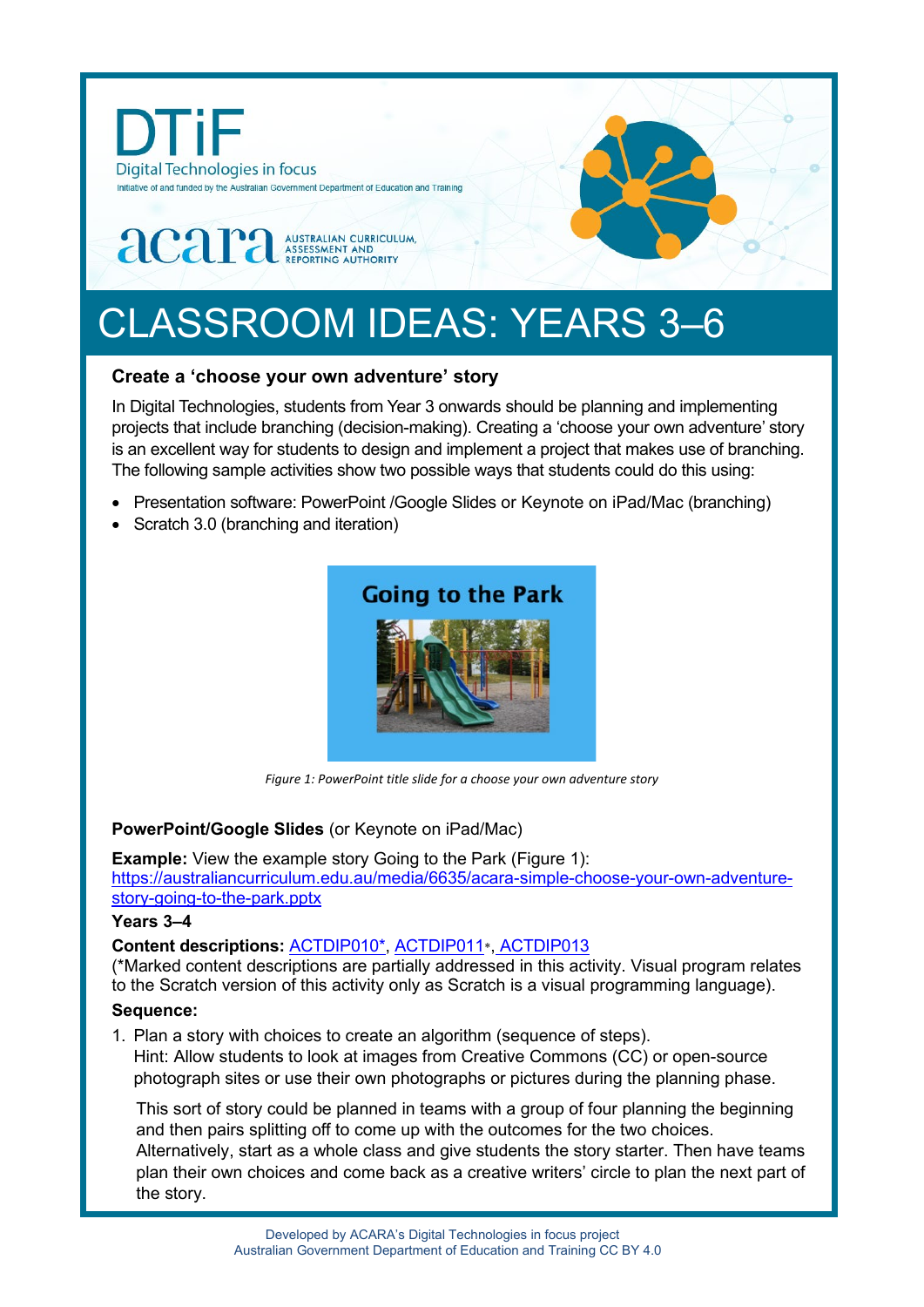DTiF

Digital Technologies in focus

Initiative of and funded by the Australian Government Department of Education and Training

acara AUSTRALIAN CURRICULUM, ASSESSMENT AND REPORTING AUTHORITY

# CLASSROOM IDEAS: YEARS 3–6

### Create a 'choose your own adventure' story

In Digital Technologies, students from Year 3 onwards should be planning and implementing projects that include branching (decision-making). Creating a 'choose your own adventure' story is an excellent way for students to design and implement a project that makes use of branching. The following sample activities show two possible ways that students could do this using:

- Presentation software: PowerPoint /Google Slides or Keynote on iPad/Mac (branching)
- Scratch 3.0 (branching and iteration)

*Figure 1: PowerPoint title slide for a choose your own adventure story*

**PowerPoint/Google Slides** (or Keynote on iPad/Mac)

**Example:** View the example story Going to the Park (Figure 1): https://australiancurriculum.edu.au/media/6635/acara-simple-choose-your-own-adventure-story-going-to-the-park.pptx

**Years 3–4**

**Content descriptions:** ACTDIP010*, ACTDIP011*, ACTDIP013
(*Marked content descriptions are partially addressed in this activity. Visual program relates to the Scratch version of this activity only as Scratch is a visual programming language).

**Sequence:**

1. Plan a story with choices to create an algorithm (sequence of steps).
   Hint: Allow students to look at images from Creative Commons (CC) or open-source photograph sites or use their own photographs or pictures during the planning phase.

   This sort of story could be planned in teams with a group of four planning the beginning and then pairs splitting off to come up with the outcomes for the two choices. Alternatively, start as a whole class and give students the story starter. Then have teams plan their own choices and come back as a creative writers' circle to plan the next part of the story.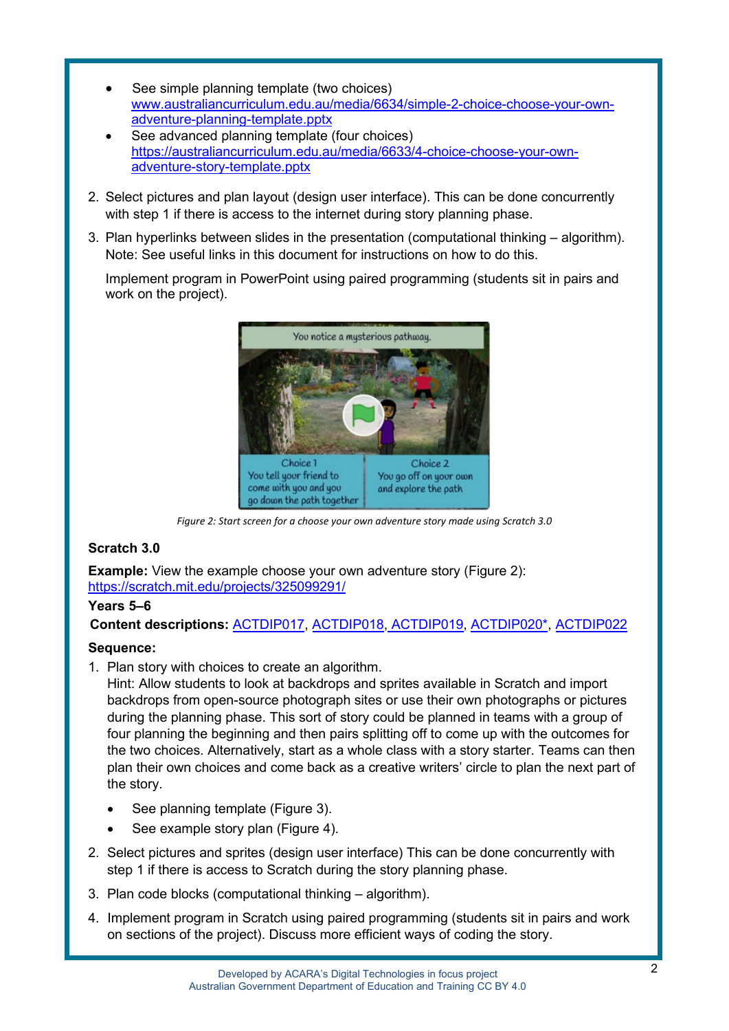- See simple planning template (two choices) [www.australiancurriculum.edu.au/media/6634/simple-2-choice-choose-your-own-adventure-planning-template.pptx](www.australiancurriculum.edu.au/media/6634/simple-2-choice-choose-your-own-adventure-planning-template.pptx)
- See advanced planning template (four choices) [https://australiancurriculum.edu.au/media/6633/4-choice-choose-your-own-adventure-story-template.pptx](https://australiancurriculum.edu.au/media/6633/4-choice-choose-your-own-adventure-story-template.pptx)

2. Select pictures and plan layout (design user interface). This can be done concurrently with step 1 if there is access to the internet during story planning phase.
3. Plan hyperlinks between slides in the presentation (computational thinking – algorithm). Note: See useful links in this document for instructions on how to do this.

   Implement program in PowerPoint using paired programming (students sit in pairs and work on the project).

*Figure 2: Start screen for a choose your own adventure story made using Scratch 3.0*

**Scratch 3.0**

**Example:** View the example choose your own adventure story (Figure 2): [https://scratch.mit.edu/projects/325099291/](https://scratch.mit.edu/projects/325099291/)

**Years 5–6**

**Content descriptions:** ACTDIP017, ACTDIP018, ACTDIP019, ACTDIP020*, ACTDIP022

**Sequence:**

1. Plan story with choices to create an algorithm.
   Hint: Allow students to look at backdrops and sprites available in Scratch and import backdrops from open-source photograph sites or use their own photographs or pictures during the planning phase. This sort of story could be planned in teams with a group of four planning the beginning and then pairs splitting off to come up with the outcomes for the two choices. Alternatively, start as a whole class with a story starter. Teams can then plan their own choices and come back as a creative writers' circle to plan the next part of the story.
   - See planning template (Figure 3).
   - See example story plan (Figure 4).
2. Select pictures and sprites (design user interface) This can be done concurrently with step 1 if there is access to Scratch during the story planning phase.
3. Plan code blocks (computational thinking – algorithm).
4. Implement program in Scratch using paired programming (students sit in pairs and work on sections of the project). Discuss more efficient ways of coding the story.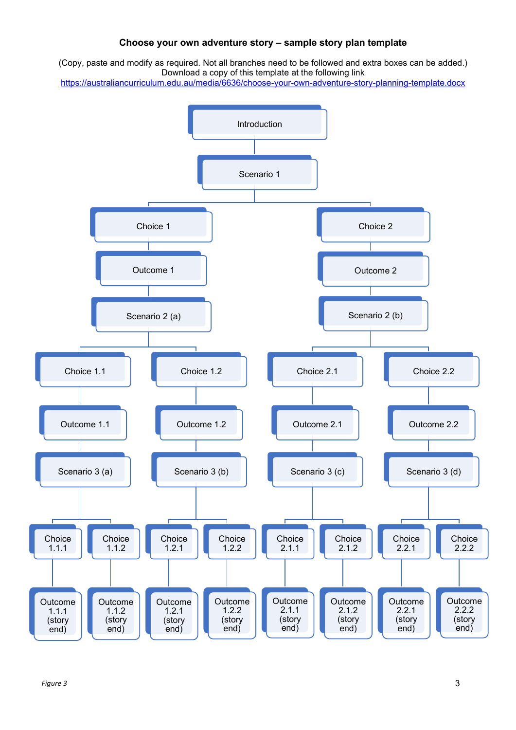**Choose your own adventure story – sample story plan template**

(Copy, paste and modify as required. Not all branches need to be followed and extra boxes can be added.)
Download a copy of this template at the following link
https://australiancurriculum.edu.au/media/6636/choose-your-own-adventure-story-planning-template.docx

- Introduction
  - Scenario 1
    - Choice 1
      - Outcome 1
        - Scenario 2 (a)
          - Choice 1.1
            - Outcome 1.1
              - Scenario 3 (a)
                - Choice 1.1.1
                  - Outcome 1.1.1 (story end)
                - Choice 1.1.2
                  - Outcome 1.1.2 (story end)
          - Choice 1.2
            - Outcome 1.2
              - Scenario 3 (b)
                - Choice 1.2.1
                  - Outcome 1.2.1 (story end)
                - Choice 1.2.2
                  - Outcome 1.2.2 (story end)
    - Choice 2
      - Outcome 2
        - Scenario 2 (b)
          - Choice 2.1
            - Outcome 2.1
              - Scenario 3 (c)
                - Choice 2.1.1
                  - Outcome 2.1.1 (story end)
                - Choice 2.1.2
                  - Outcome 2.1.2 (story end)
          - Choice 2.2
            - Outcome 2.2
              - Scenario 3 (d)
                - Choice 2.2.1
                  - Outcome 2.2.1 (story end)
                - Choice 2.2.2
                  - Outcome 2.2.2 (story end)

*Figure 3*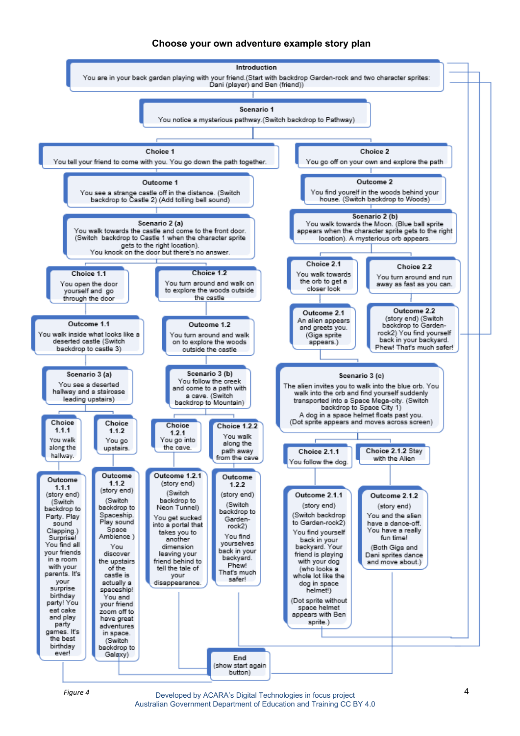# Choose your own adventure example story plan

**Introduction**

You are in your back garden playing with your friend.(Start with backdrop Garden-rock and two character sprites: Dani (player) and Ben (friend))

**Scenario 1**

You notice a mysterious pathway.(Switch backdrop to Pathway)

**Choice 1**

You tell your friend to come with you. You go down the path together.

**Outcome 1**

You see a strange castle off in the distance. (Switch backdrop to Castle 2) (Add tolling bell sound)

**Scenario 2 (a)**

You walk towards the castle and come to the front door. (Switch backdrop to Castle 1 when the character sprite gets to the right location). You knock on the door but there's no answer.

**Choice 1.1**

You open the door yourself and go through the door

**Outcome 1.1**

You walk inside what looks like a deserted castle (Switch backdrop to castle 3)

**Scenario 3 (a)**

You see a deserted hallway and a staircase leading upstairs)

**Choice 1.1.1**

You walk along the hallway.

**Outcome 1.1.1**

(story end) (Switch backdrop to Party. Play sound Clapping.) Surprise! You find all your friends in a room with your parents. It's your surprise birthday party! You eat cake and play party games. It's the best birthday ever!

**Choice 1.1.2**

You go upstairs.

**Outcome 1.1.2**

(story end) (Switch backdrop to Spaceship. Play sound Space Ambience ) You discover the upstairs of the castle is actually a spaceship! You and your friend zoom off to have great adventures in space. (Switch backdrop to Galaxy)

**Choice 1.2**

You turn around and walk on to explore the woods outside the castle

**Outcome 1.2**

You turn around and walk on to explore the woods outside the castle

**Scenario 3 (b)**

You follow the creek and come to a path with a cave. (Switch backdrop to Mountain)

**Choice 1.2.1**

You go into the cave.

**Outcome 1.2.1**

(story end) (Switch backdrop to Neon Tunnel) You get sucked into a portal that takes you to another dimension leaving your friend behind to tell the tale of your disappearance.

**Choice 1.2.2**

You walk along the path away from the cave

**Outcome 1.2.2**

(story end) (Switch backdrop to Garden-rock2) You find yourselves back in your backyard. Phew! That's much safer!

**Choice 2**

You go off on your own and explore the path

**Outcome 2**

You find yourself in the woods behind your house. (Switch backdrop to Woods)

**Scenario 2 (b)**

You walk towards the Moon. (Blue ball sprite appears when the character sprite gets to the right location). A mysterious orb appears.

**Choice 2.1**

You walk towards the orb to get a closer look

**Outcome 2.1**

An alien appears and greets you. (Giga sprite appears.)

**Scenario 3 (c)**

The alien invites you to walk into the blue orb. You walk into the orb and find yourself suddenly transported into a Space Mega-city. (Switch backdrop to Space City 1) A dog in a space helmet floats past you. (Dot sprite appears and moves across screen)

**Choice 2.1.1**

You follow the dog.

**Outcome 2.1.1**

(story end) (Switch backdrop to Garden-rock2) You find yourself back in your backyard. Your friend is playing with your dog (who looks a whole lot like the dog in space helmet!) (Dot sprite without space helmet appears with Ben sprite.)

**Choice 2.1.2**

Stay with the Alien

**Outcome 2.1.2**

(story end) You and the alien have a dance-off. You have a really fun time! (Both Giga and Dani sprites dance and move about.)

**Choice 2.2**

You turn around and run away as fast as you can.

**Outcome 2.2**

(story end) (Switch backdrop to Garden-rock2) You find yourself back in your backyard. Phew! That's much safer!

**End**

(show start again button)

*Figure 4*

Developed by ACARA's Digital Technologies in focus project
Australian Government Department of Education and Training CC BY 4.0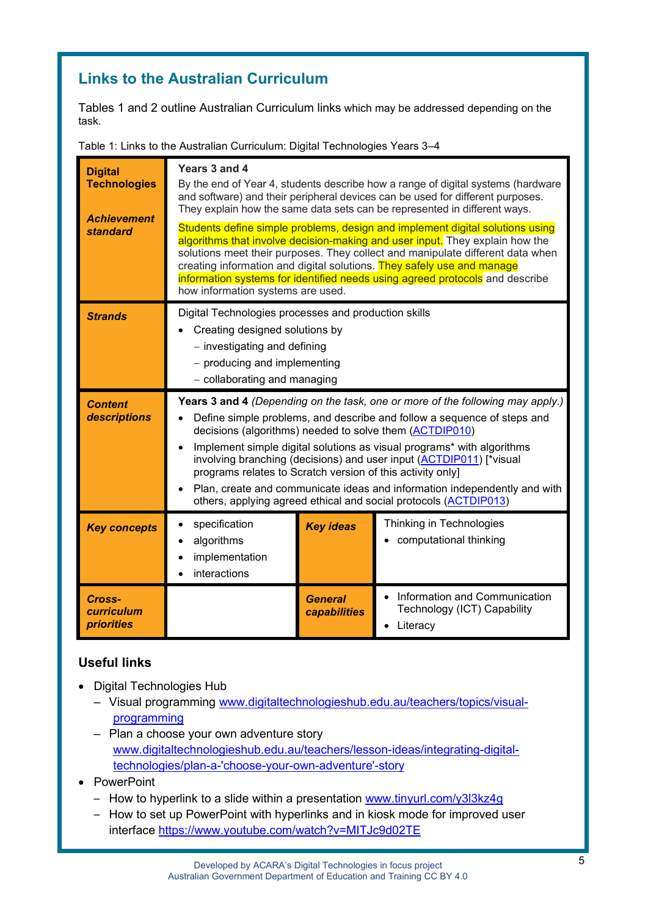## Links to the Australian Curriculum

Tables 1 and 2 outline Australian Curriculum links which may be addressed depending on the task.

Table 1: Links to the Australian Curriculum: Digital Technologies Years 3–4

| | | | |
|---|---|---|---|
| **Digital Technologies** ***Achievement standard*** | **Years 3 and 4**<br>By the end of Year 4, students describe how a range of digital systems (hardware and software) and their peripheral devices can be used for different purposes. They explain how the same data sets can be represented in different ways.<br>Students define simple problems, design and implement digital solutions using algorithms that involve decision-making and user input. They explain how the solutions meet their purposes. They collect and manipulate different data when creating information and digital solutions. They safely use and manage information systems for identified needs using agreed protocols and describe how information systems are used. | | |
| ***Strands*** | Digital Technologies processes and production skills<br>• Creating designed solutions by<br>– investigating and defining<br>– producing and implementing<br>– collaborating and managing | | |
| ***Content descriptions*** | **Years 3 and 4** *(Depending on the task, one or more of the following may apply.)*<br>• Define simple problems, and describe and follow a sequence of steps and decisions (algorithms) needed to solve them (ACTDIP010)<br>• Implement simple digital solutions as visual programs* with algorithms involving branching (decisions) and user input (ACTDIP011) [*visual programs relates to Scratch version of this activity only]<br>• Plan, create and communicate ideas and information independently and with others, applying agreed ethical and social protocols (ACTDIP013) | | |
| ***Key concepts*** | • specification<br>• algorithms<br>• implementation<br>• interactions | ***Key ideas*** | Thinking in Technologies<br>• computational thinking |
| ***Cross-curriculum priorities*** | | ***General capabilities*** | • Information and Communication Technology (ICT) Capability<br>• Literacy |

### Useful links

- Digital Technologies Hub
  - Visual programming www.digitaltechnologieshub.edu.au/teachers/topics/visual-programming
  - Plan a choose your own adventure story www.digitaltechnologieshub.edu.au/teachers/lesson-ideas/integrating-digital-technologies/plan-a-'choose-your-own-adventure'-story
- PowerPoint
  - How to hyperlink to a slide within a presentation www.tinyurl.com/y3l3kz4g
  - How to set up PowerPoint with hyperlinks and in kiosk mode for improved user interface https://www.youtube.com/watch?v=MlTJc9d02TE

Developed by ACARA's Digital Technologies in focus project
Australian Government Department of Education and Training CC BY 4.0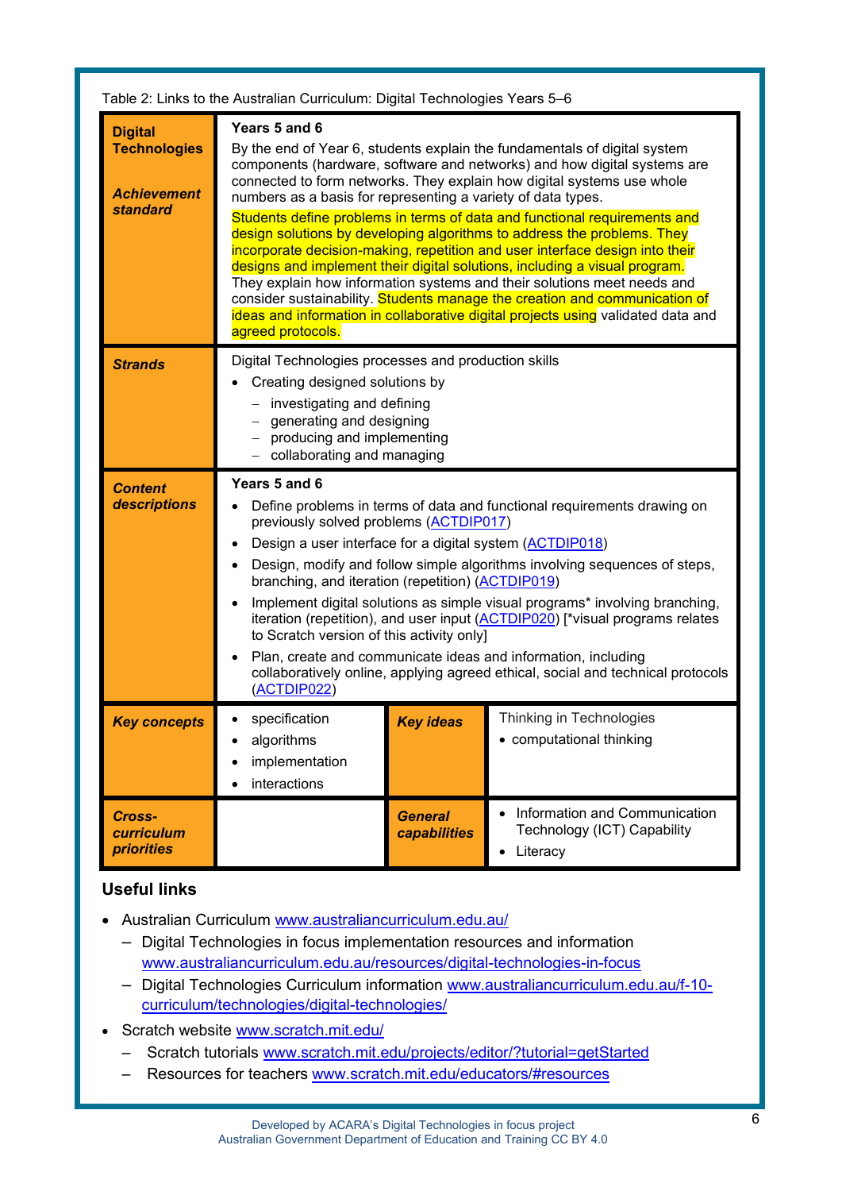Table 2: Links to the Australian Curriculum: Digital Technologies Years 5–6

| | | | |
|---|---|---|---|
| **Digital Technologies** ***Achievement standard*** | **Years 5 and 6**<br>By the end of Year 6, students explain the fundamentals of digital system components (hardware, software and networks) and how digital systems are connected to form networks. They explain how digital systems use whole numbers as a basis for representing a variety of data types.<br>Students define problems in terms of data and functional requirements and design solutions by developing algorithms to address the problems. They incorporate decision-making, repetition and user interface design into their designs and implement their digital solutions, including a visual program. They explain how information systems and their solutions meet needs and consider sustainability. Students manage the creation and communication of ideas and information in collaborative digital projects using validated data and agreed protocols. | | |
| ***Strands*** | Digital Technologies processes and production skills<br>• Creating designed solutions by<br>– investigating and defining<br>– generating and designing<br>– producing and implementing<br>– collaborating and managing | | |
| ***Content descriptions*** | **Years 5 and 6**<br>• Define problems in terms of data and functional requirements drawing on previously solved problems (ACTDIP017)<br>• Design a user interface for a digital system (ACTDIP018)<br>• Design, modify and follow simple algorithms involving sequences of steps, branching, and iteration (repetition) (ACTDIP019)<br>• Implement digital solutions as simple visual programs* involving branching, iteration (repetition), and user input (ACTDIP020) [*visual programs relates to Scratch version of this activity only]<br>• Plan, create and communicate ideas and information, including collaboratively online, applying agreed ethical, social and technical protocols (ACTDIP022) | | |
| ***Key concepts*** | • specification<br>• algorithms<br>• implementation<br>• interactions | ***Key ideas*** | Thinking in Technologies<br>• computational thinking |
| ***Cross-curriculum priorities*** | | ***General capabilities*** | • Information and Communication Technology (ICT) Capability<br>• Literacy |

## Useful links

- Australian Curriculum www.australiancurriculum.edu.au/
  - Digital Technologies in focus implementation resources and information www.australiancurriculum.edu.au/resources/digital-technologies-in-focus
  - Digital Technologies Curriculum information www.australiancurriculum.edu.au/f-10-curriculum/technologies/digital-technologies/
- Scratch website www.scratch.mit.edu/
  - Scratch tutorials www.scratch.mit.edu/projects/editor/?tutorial=getStarted
  - Resources for teachers www.scratch.mit.edu/educators/#resources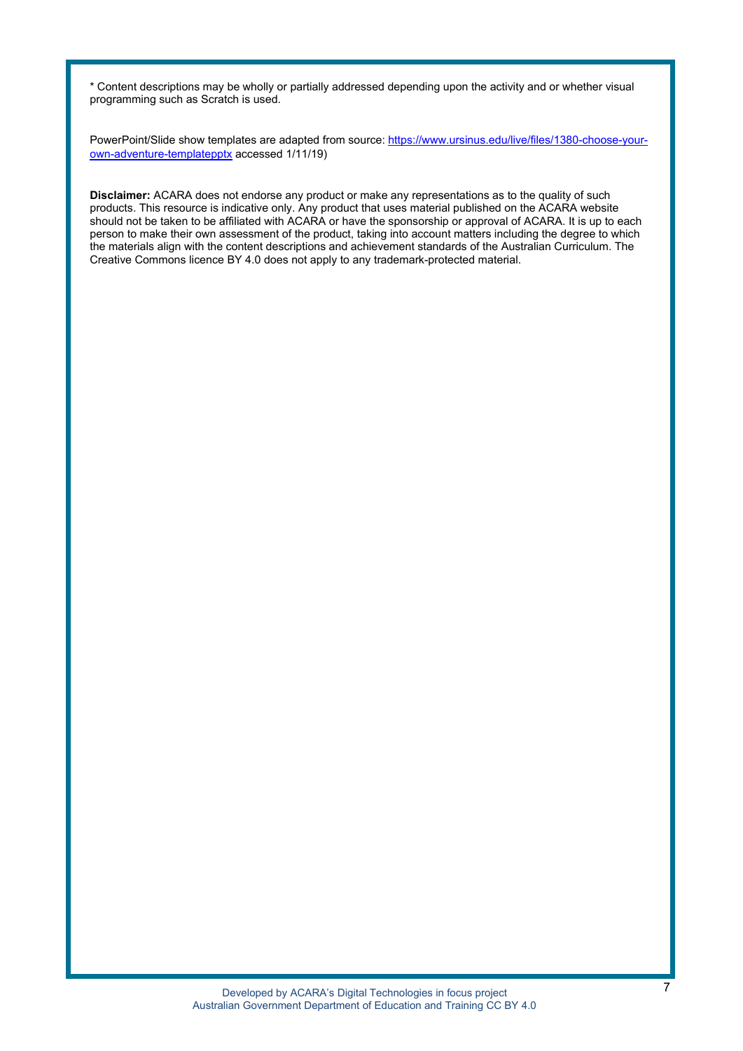* Content descriptions may be wholly or partially addressed depending upon the activity and or whether visual programming such as Scratch is used.

PowerPoint/Slide show templates are adapted from source: [https://www.ursinus.edu/live/files/1380-choose-your-own-adventure-templatepptx](https://www.ursinus.edu/live/files/1380-choose-your-own-adventure-templatepptx) accessed 1/11/19)

**Disclaimer:** ACARA does not endorse any product or make any representations as to the quality of such products. This resource is indicative only. Any product that uses material published on the ACARA website should not be taken to be affiliated with ACARA or have the sponsorship or approval of ACARA. It is up to each person to make their own assessment of the product, taking into account matters including the degree to which the materials align with the content descriptions and achievement standards of the Australian Curriculum. The Creative Commons licence BY 4.0 does not apply to any trademark-protected material.